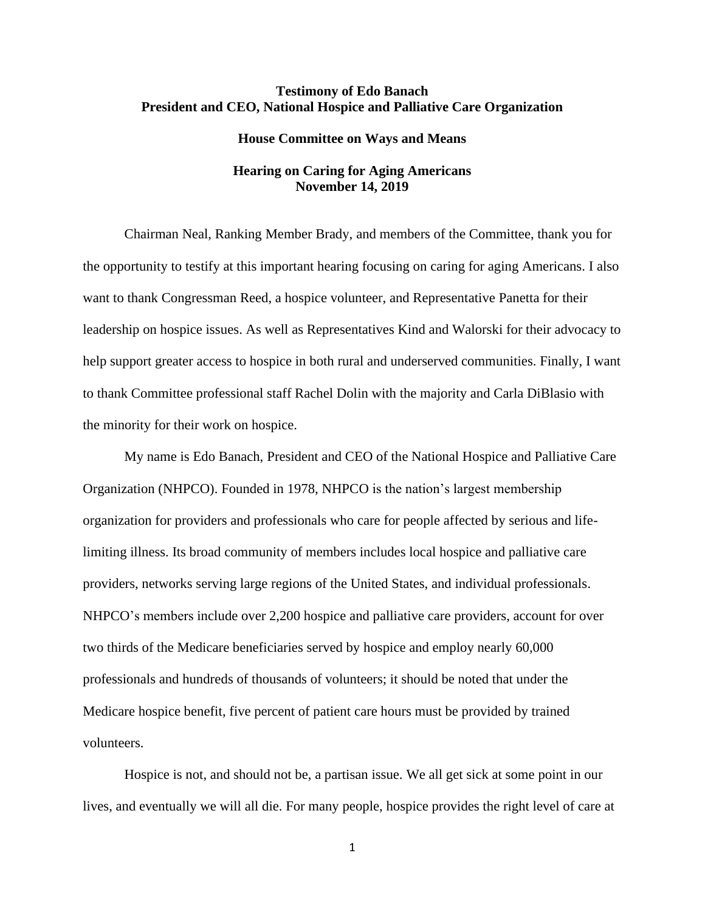**Testimony of Edo Banach**
**President and CEO, National Hospice and Palliative Care Organization**

**House Committee on Ways and Means**

**Hearing on Caring for Aging Americans**
**November 14, 2019**

Chairman Neal, Ranking Member Brady, and members of the Committee, thank you for the opportunity to testify at this important hearing focusing on caring for aging Americans. I also want to thank Congressman Reed, a hospice volunteer, and Representative Panetta for their leadership on hospice issues. As well as Representatives Kind and Walorski for their advocacy to help support greater access to hospice in both rural and underserved communities. Finally, I want to thank Committee professional staff Rachel Dolin with the majority and Carla DiBlasio with the minority for their work on hospice.

My name is Edo Banach, President and CEO of the National Hospice and Palliative Care Organization (NHPCO). Founded in 1978, NHPCO is the nation's largest membership organization for providers and professionals who care for people affected by serious and life-limiting illness. Its broad community of members includes local hospice and palliative care providers, networks serving large regions of the United States, and individual professionals. NHPCO's members include over 2,200 hospice and palliative care providers, account for over two thirds of the Medicare beneficiaries served by hospice and employ nearly 60,000 professionals and hundreds of thousands of volunteers; it should be noted that under the Medicare hospice benefit, five percent of patient care hours must be provided by trained volunteers.

Hospice is not, and should not be, a partisan issue. We all get sick at some point in our lives, and eventually we will all die. For many people, hospice provides the right level of care at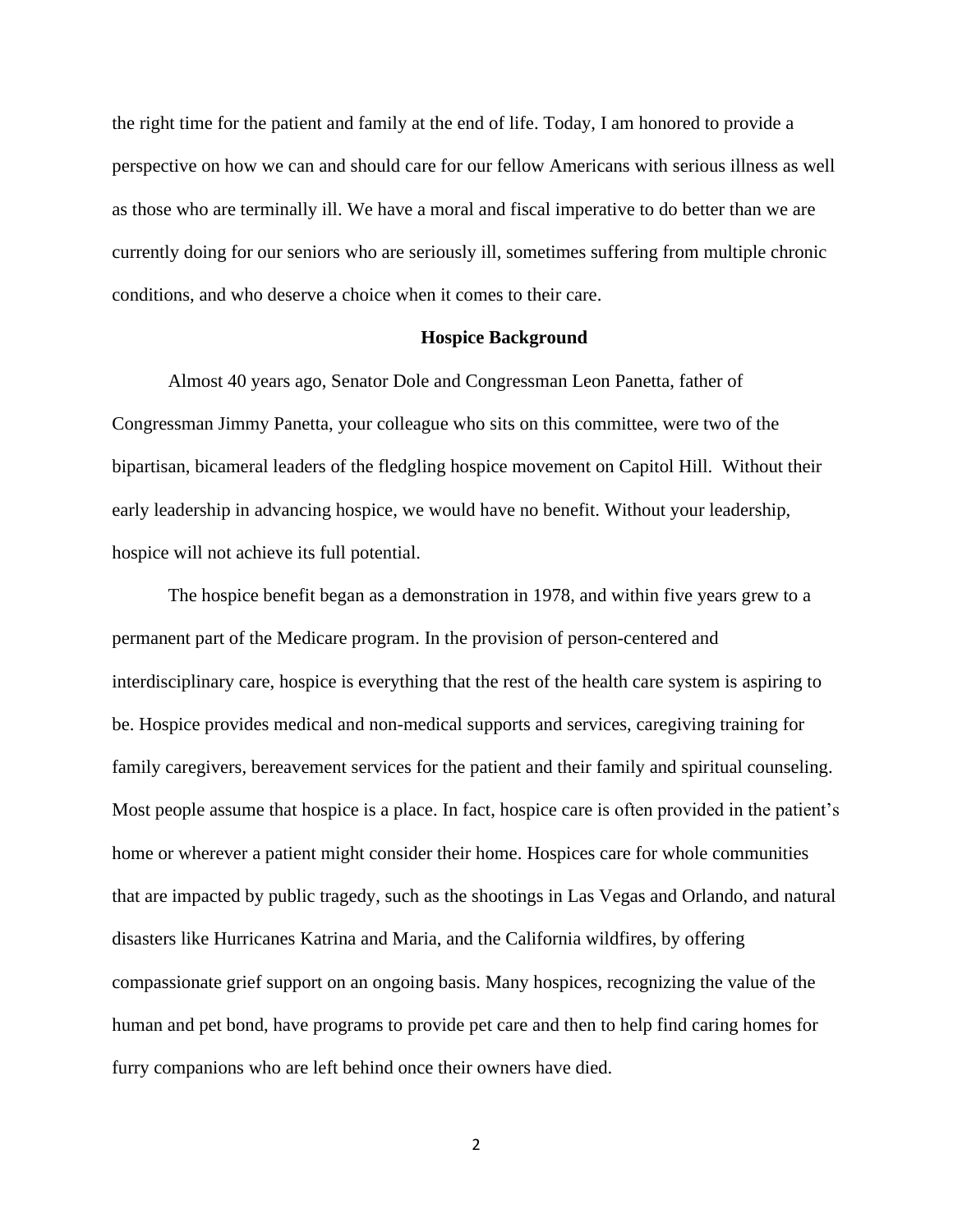the right time for the patient and family at the end of life. Today, I am honored to provide a perspective on how we can and should care for our fellow Americans with serious illness as well as those who are terminally ill. We have a moral and fiscal imperative to do better than we are currently doing for our seniors who are seriously ill, sometimes suffering from multiple chronic conditions, and who deserve a choice when it comes to their care.

## Hospice Background

Almost 40 years ago, Senator Dole and Congressman Leon Panetta, father of Congressman Jimmy Panetta, your colleague who sits on this committee, were two of the bipartisan, bicameral leaders of the fledgling hospice movement on Capitol Hill. Without their early leadership in advancing hospice, we would have no benefit. Without your leadership, hospice will not achieve its full potential.

The hospice benefit began as a demonstration in 1978, and within five years grew to a permanent part of the Medicare program. In the provision of person-centered and interdisciplinary care, hospice is everything that the rest of the health care system is aspiring to be. Hospice provides medical and non-medical supports and services, caregiving training for family caregivers, bereavement services for the patient and their family and spiritual counseling. Most people assume that hospice is a place. In fact, hospice care is often provided in the patient's home or wherever a patient might consider their home. Hospices care for whole communities that are impacted by public tragedy, such as the shootings in Las Vegas and Orlando, and natural disasters like Hurricanes Katrina and Maria, and the California wildfires, by offering compassionate grief support on an ongoing basis. Many hospices, recognizing the value of the human and pet bond, have programs to provide pet care and then to help find caring homes for furry companions who are left behind once their owners have died.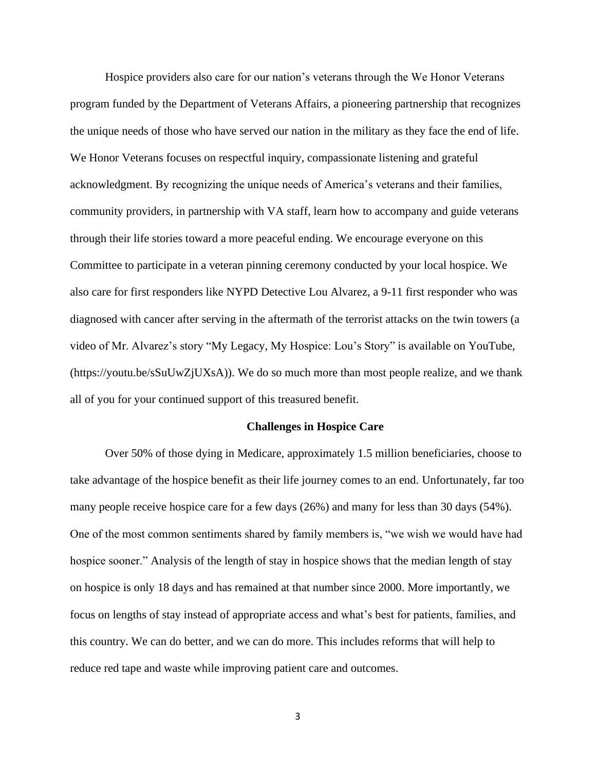Hospice providers also care for our nation's veterans through the We Honor Veterans program funded by the Department of Veterans Affairs, a pioneering partnership that recognizes the unique needs of those who have served our nation in the military as they face the end of life. We Honor Veterans focuses on respectful inquiry, compassionate listening and grateful acknowledgment. By recognizing the unique needs of America's veterans and their families, community providers, in partnership with VA staff, learn how to accompany and guide veterans through their life stories toward a more peaceful ending. We encourage everyone on this Committee to participate in a veteran pinning ceremony conducted by your local hospice. We also care for first responders like NYPD Detective Lou Alvarez, a 9-11 first responder who was diagnosed with cancer after serving in the aftermath of the terrorist attacks on the twin towers (a video of Mr. Alvarez's story "My Legacy, My Hospice: Lou's Story" is available on YouTube, (https://youtu.be/sSuUwZjUXsA)). We do so much more than most people realize, and we thank all of you for your continued support of this treasured benefit.

## Challenges in Hospice Care

Over 50% of those dying in Medicare, approximately 1.5 million beneficiaries, choose to take advantage of the hospice benefit as their life journey comes to an end. Unfortunately, far too many people receive hospice care for a few days (26%) and many for less than 30 days (54%). One of the most common sentiments shared by family members is, "we wish we would have had hospice sooner." Analysis of the length of stay in hospice shows that the median length of stay on hospice is only 18 days and has remained at that number since 2000. More importantly, we focus on lengths of stay instead of appropriate access and what's best for patients, families, and this country. We can do better, and we can do more. This includes reforms that will help to reduce red tape and waste while improving patient care and outcomes.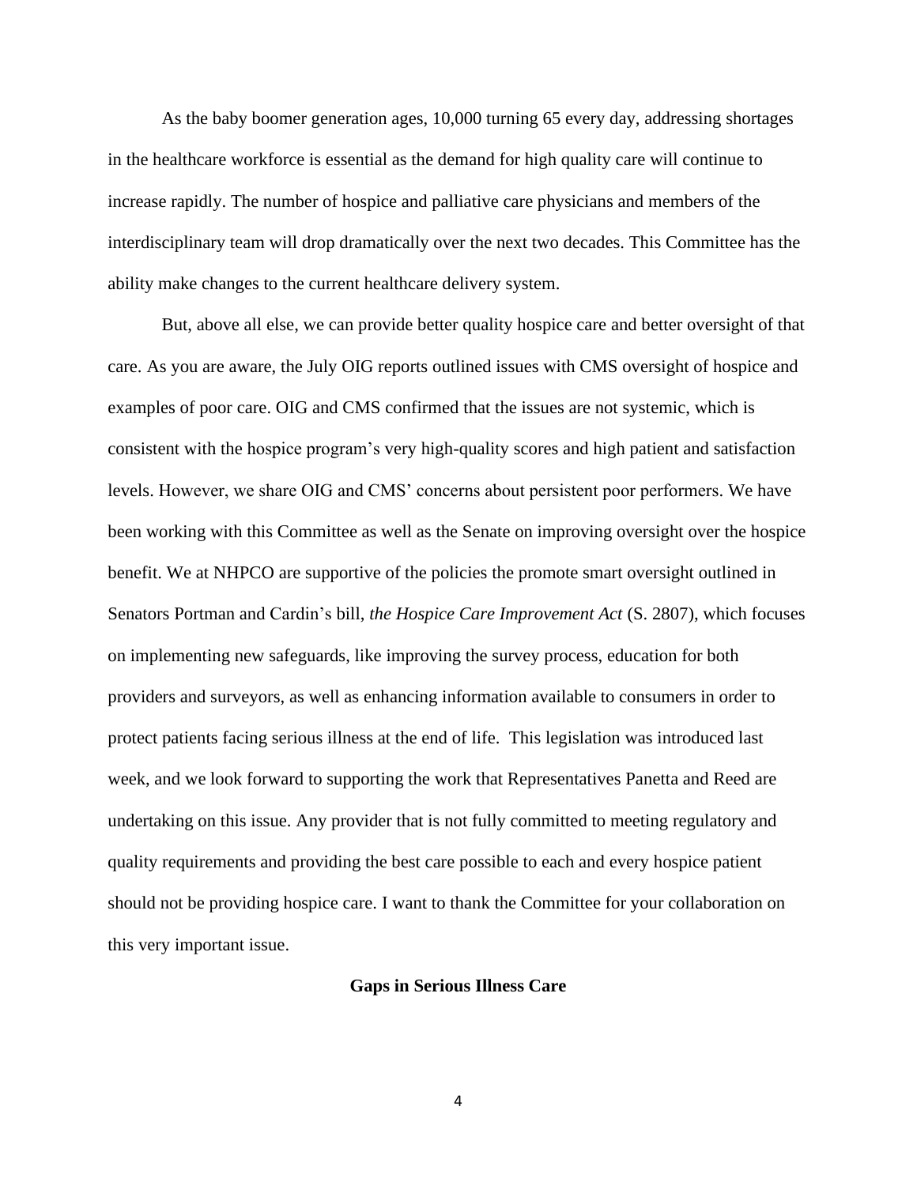As the baby boomer generation ages, 10,000 turning 65 every day, addressing shortages in the healthcare workforce is essential as the demand for high quality care will continue to increase rapidly. The number of hospice and palliative care physicians and members of the interdisciplinary team will drop dramatically over the next two decades. This Committee has the ability make changes to the current healthcare delivery system.

But, above all else, we can provide better quality hospice care and better oversight of that care. As you are aware, the July OIG reports outlined issues with CMS oversight of hospice and examples of poor care. OIG and CMS confirmed that the issues are not systemic, which is consistent with the hospice program's very high-quality scores and high patient and satisfaction levels. However, we share OIG and CMS' concerns about persistent poor performers. We have been working with this Committee as well as the Senate on improving oversight over the hospice benefit. We at NHPCO are supportive of the policies the promote smart oversight outlined in Senators Portman and Cardin's bill, *the Hospice Care Improvement Act* (S. 2807), which focuses on implementing new safeguards, like improving the survey process, education for both providers and surveyors, as well as enhancing information available to consumers in order to protect patients facing serious illness at the end of life. This legislation was introduced last week, and we look forward to supporting the work that Representatives Panetta and Reed are undertaking on this issue. Any provider that is not fully committed to meeting regulatory and quality requirements and providing the best care possible to each and every hospice patient should not be providing hospice care. I want to thank the Committee for your collaboration on this very important issue.

## Gaps in Serious Illness Care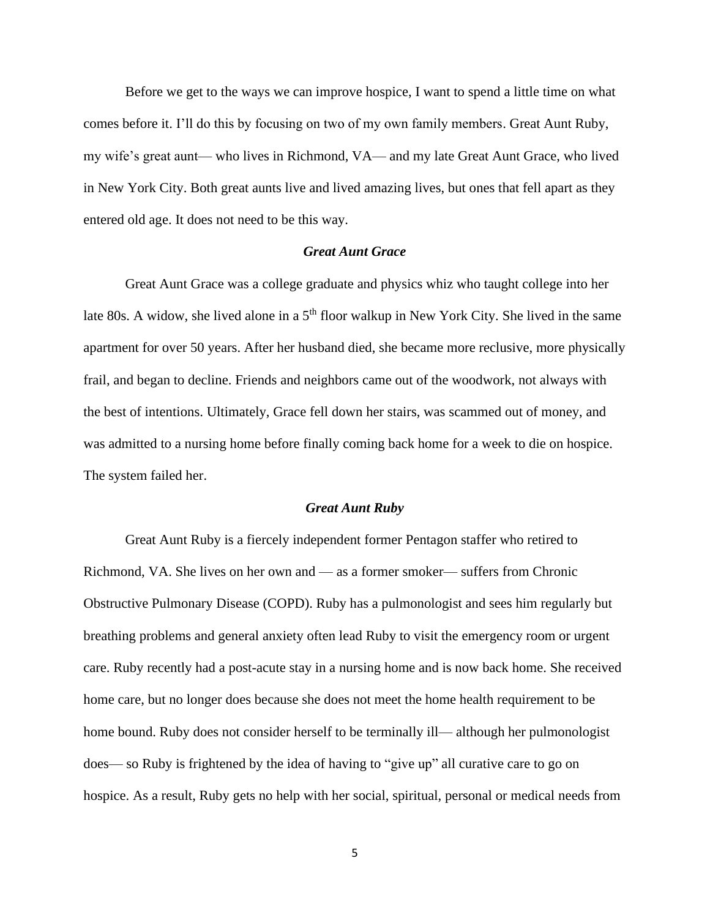Before we get to the ways we can improve hospice, I want to spend a little time on what comes before it. I'll do this by focusing on two of my own family members. Great Aunt Ruby, my wife's great aunt— who lives in Richmond, VA— and my late Great Aunt Grace, who lived in New York City. Both great aunts live and lived amazing lives, but ones that fell apart as they entered old age. It does not need to be this way.

### *Great Aunt Grace*

Great Aunt Grace was a college graduate and physics whiz who taught college into her late 80s. A widow, she lived alone in a 5th floor walkup in New York City. She lived in the same apartment for over 50 years. After her husband died, she became more reclusive, more physically frail, and began to decline. Friends and neighbors came out of the woodwork, not always with the best of intentions. Ultimately, Grace fell down her stairs, was scammed out of money, and was admitted to a nursing home before finally coming back home for a week to die on hospice. The system failed her.

### *Great Aunt Ruby*

Great Aunt Ruby is a fiercely independent former Pentagon staffer who retired to Richmond, VA. She lives on her own and — as a former smoker— suffers from Chronic Obstructive Pulmonary Disease (COPD). Ruby has a pulmonologist and sees him regularly but breathing problems and general anxiety often lead Ruby to visit the emergency room or urgent care. Ruby recently had a post-acute stay in a nursing home and is now back home. She received home care, but no longer does because she does not meet the home health requirement to be home bound. Ruby does not consider herself to be terminally ill— although her pulmonologist does— so Ruby is frightened by the idea of having to "give up" all curative care to go on hospice. As a result, Ruby gets no help with her social, spiritual, personal or medical needs from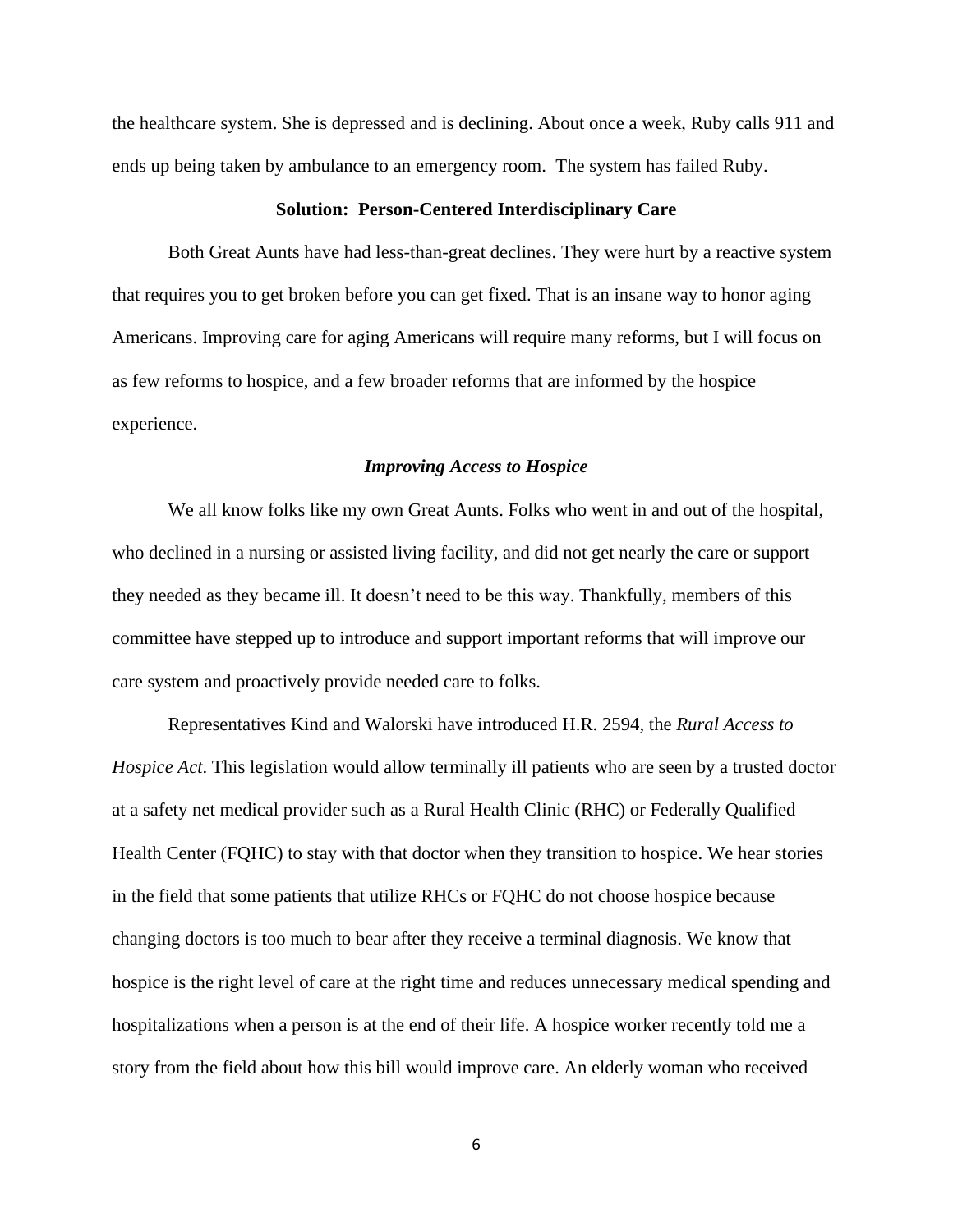the healthcare system. She is depressed and is declining. About once a week, Ruby calls 911 and ends up being taken by ambulance to an emergency room. The system has failed Ruby.

## Solution: Person-Centered Interdisciplinary Care

Both Great Aunts have had less-than-great declines. They were hurt by a reactive system that requires you to get broken before you can get fixed. That is an insane way to honor aging Americans. Improving care for aging Americans will require many reforms, but I will focus on as few reforms to hospice, and a few broader reforms that are informed by the hospice experience.

### *Improving Access to Hospice*

We all know folks like my own Great Aunts. Folks who went in and out of the hospital, who declined in a nursing or assisted living facility, and did not get nearly the care or support they needed as they became ill. It doesn't need to be this way. Thankfully, members of this committee have stepped up to introduce and support important reforms that will improve our care system and proactively provide needed care to folks.

Representatives Kind and Walorski have introduced H.R. 2594, the *Rural Access to Hospice Act*. This legislation would allow terminally ill patients who are seen by a trusted doctor at a safety net medical provider such as a Rural Health Clinic (RHC) or Federally Qualified Health Center (FQHC) to stay with that doctor when they transition to hospice. We hear stories in the field that some patients that utilize RHCs or FQHC do not choose hospice because changing doctors is too much to bear after they receive a terminal diagnosis. We know that hospice is the right level of care at the right time and reduces unnecessary medical spending and hospitalizations when a person is at the end of their life. A hospice worker recently told me a story from the field about how this bill would improve care. An elderly woman who received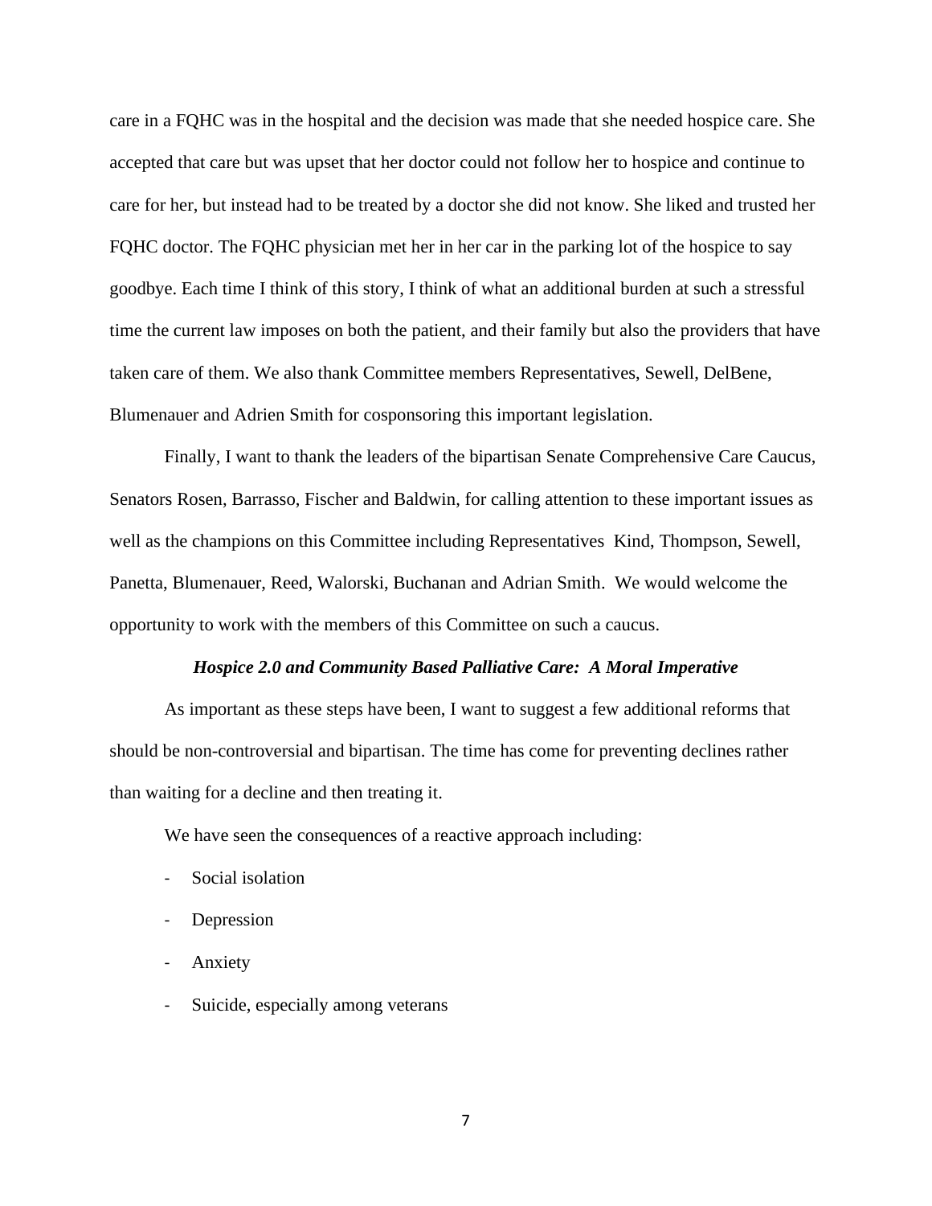care in a FQHC was in the hospital and the decision was made that she needed hospice care. She accepted that care but was upset that her doctor could not follow her to hospice and continue to care for her, but instead had to be treated by a doctor she did not know. She liked and trusted her FQHC doctor. The FQHC physician met her in her car in the parking lot of the hospice to say goodbye. Each time I think of this story, I think of what an additional burden at such a stressful time the current law imposes on both the patient, and their family but also the providers that have taken care of them. We also thank Committee members Representatives, Sewell, DelBene, Blumenauer and Adrien Smith for cosponsoring this important legislation.

Finally, I want to thank the leaders of the bipartisan Senate Comprehensive Care Caucus, Senators Rosen, Barrasso, Fischer and Baldwin, for calling attention to these important issues as well as the champions on this Committee including Representatives Kind, Thompson, Sewell, Panetta, Blumenauer, Reed, Walorski, Buchanan and Adrian Smith. We would welcome the opportunity to work with the members of this Committee on such a caucus.

***Hospice 2.0 and Community Based Palliative Care: A Moral Imperative***

As important as these steps have been, I want to suggest a few additional reforms that should be non-controversial and bipartisan. The time has come for preventing declines rather than waiting for a decline and then treating it.

We have seen the consequences of a reactive approach including:

- Social isolation
- Depression
- Anxiety
- Suicide, especially among veterans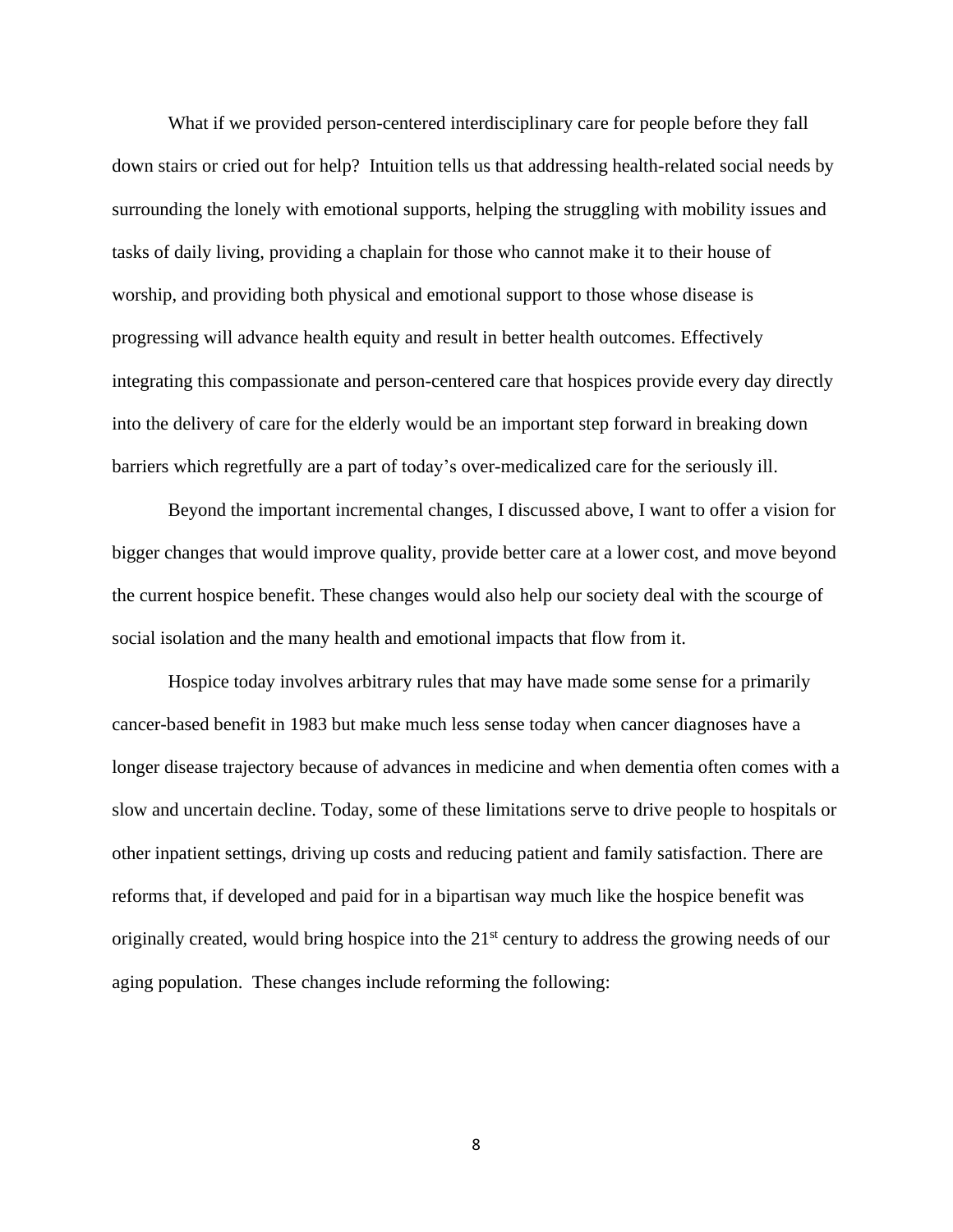What if we provided person-centered interdisciplinary care for people before they fall down stairs or cried out for help? Intuition tells us that addressing health-related social needs by surrounding the lonely with emotional supports, helping the struggling with mobility issues and tasks of daily living, providing a chaplain for those who cannot make it to their house of worship, and providing both physical and emotional support to those whose disease is progressing will advance health equity and result in better health outcomes. Effectively integrating this compassionate and person-centered care that hospices provide every day directly into the delivery of care for the elderly would be an important step forward in breaking down barriers which regretfully are a part of today's over-medicalized care for the seriously ill.

Beyond the important incremental changes, I discussed above, I want to offer a vision for bigger changes that would improve quality, provide better care at a lower cost, and move beyond the current hospice benefit. These changes would also help our society deal with the scourge of social isolation and the many health and emotional impacts that flow from it.

Hospice today involves arbitrary rules that may have made some sense for a primarily cancer-based benefit in 1983 but make much less sense today when cancer diagnoses have a longer disease trajectory because of advances in medicine and when dementia often comes with a slow and uncertain decline. Today, some of these limitations serve to drive people to hospitals or other inpatient settings, driving up costs and reducing patient and family satisfaction. There are reforms that, if developed and paid for in a bipartisan way much like the hospice benefit was originally created, would bring hospice into the 21st century to address the growing needs of our aging population. These changes include reforming the following: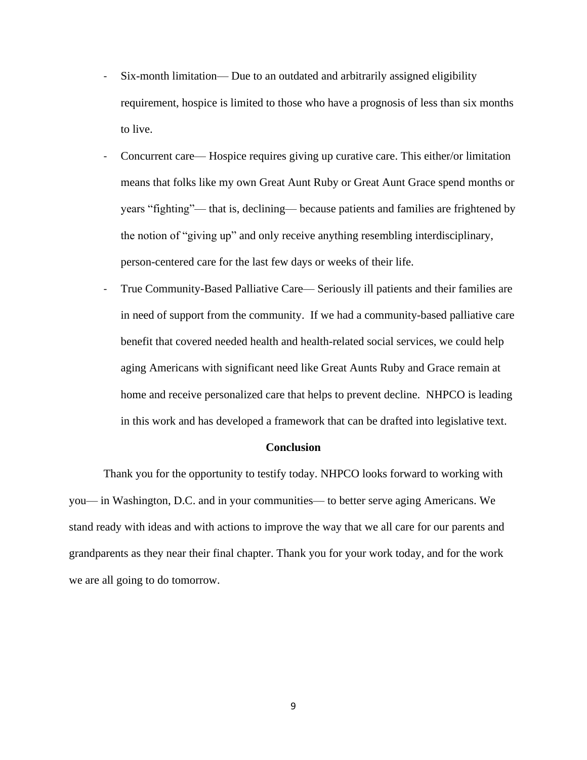- Six-month limitation— Due to an outdated and arbitrarily assigned eligibility requirement, hospice is limited to those who have a prognosis of less than six months to live.
- Concurrent care— Hospice requires giving up curative care. This either/or limitation means that folks like my own Great Aunt Ruby or Great Aunt Grace spend months or years "fighting"— that is, declining— because patients and families are frightened by the notion of "giving up" and only receive anything resembling interdisciplinary, person-centered care for the last few days or weeks of their life.
- True Community-Based Palliative Care— Seriously ill patients and their families are in need of support from the community. If we had a community-based palliative care benefit that covered needed health and health-related social services, we could help aging Americans with significant need like Great Aunts Ruby and Grace remain at home and receive personalized care that helps to prevent decline. NHPCO is leading in this work and has developed a framework that can be drafted into legislative text.

**Conclusion**

Thank you for the opportunity to testify today. NHPCO looks forward to working with you— in Washington, D.C. and in your communities— to better serve aging Americans. We stand ready with ideas and with actions to improve the way that we all care for our parents and grandparents as they near their final chapter. Thank you for your work today, and for the work we are all going to do tomorrow.